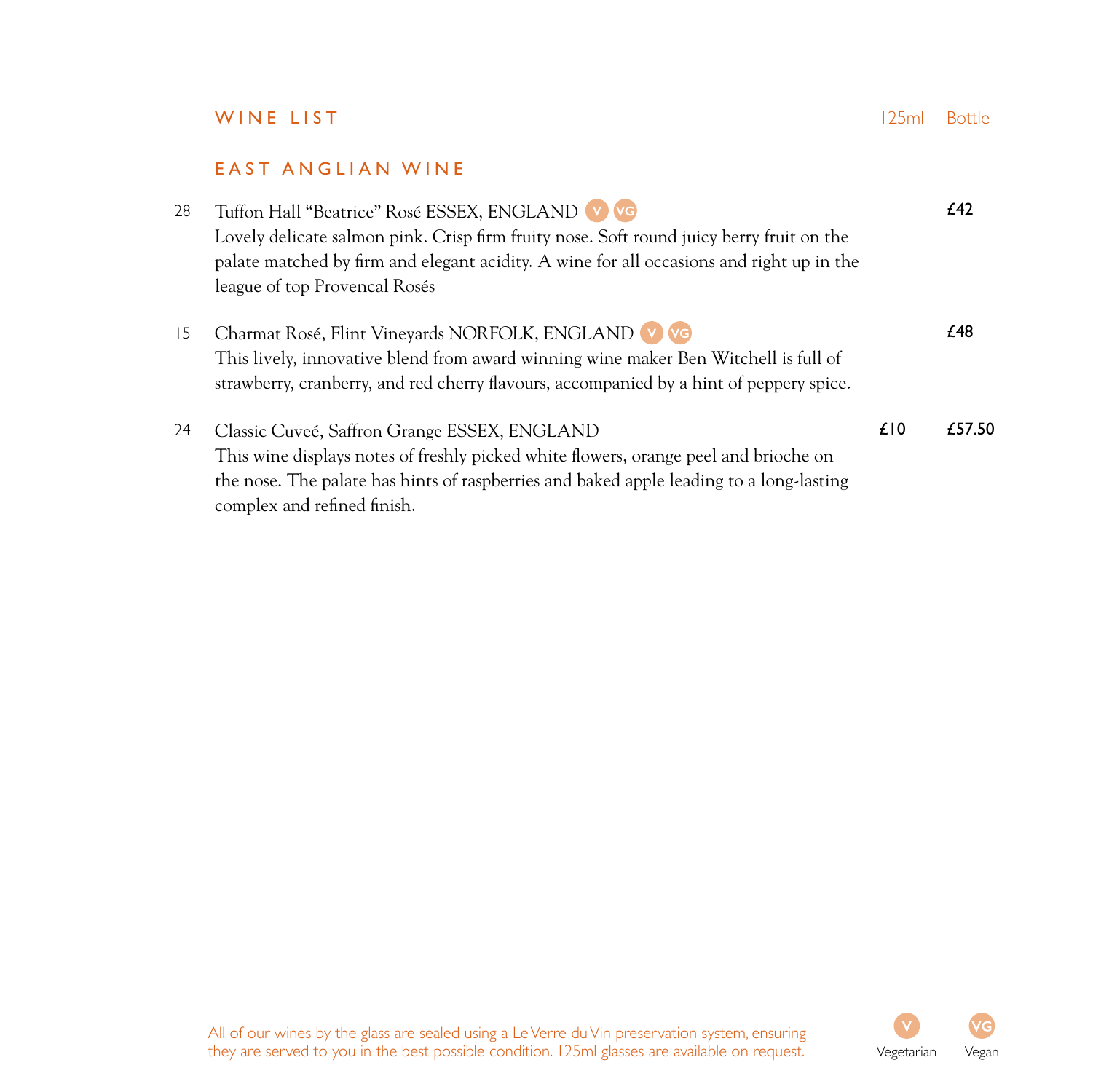## WINE LIST

| | | 125ml | Bottle |
|---|---|---|---|

### EAST ANGLIAN WINE

| No. | Wine | 125ml | Bottle |
|---|---|---|---|
| 28 | Tuffon Hall "Beatrice" Rosé ESSEX, ENGLAND V VG<br>Lovely delicate salmon pink. Crisp firm fruity nose. Soft round juicy berry fruit on the palate matched by firm and elegant acidity. A wine for all occasions and right up in the league of top Provencal Rosés | | £42 |
| 15 | Charmat Rosé, Flint Vineyards NORFOLK, ENGLAND V VG<br>This lively, innovative blend from award winning wine maker Ben Witchell is full of strawberry, cranberry, and red cherry flavours, accompanied by a hint of peppery spice. | | £48 |
| 24 | Classic Cuveé, Saffron Grange ESSEX, ENGLAND<br>This wine displays notes of freshly picked white flowers, orange peel and brioche on the nose. The palate has hints of raspberries and baked apple leading to a long-lasting complex and refined finish. | £10 | £57.50 |

All of our wines by the glass are sealed using a Le Verre du Vin preservation system, ensuring they are served to you in the best possible condition. 125ml glasses are available on request.

V Vegetarian VG Vegan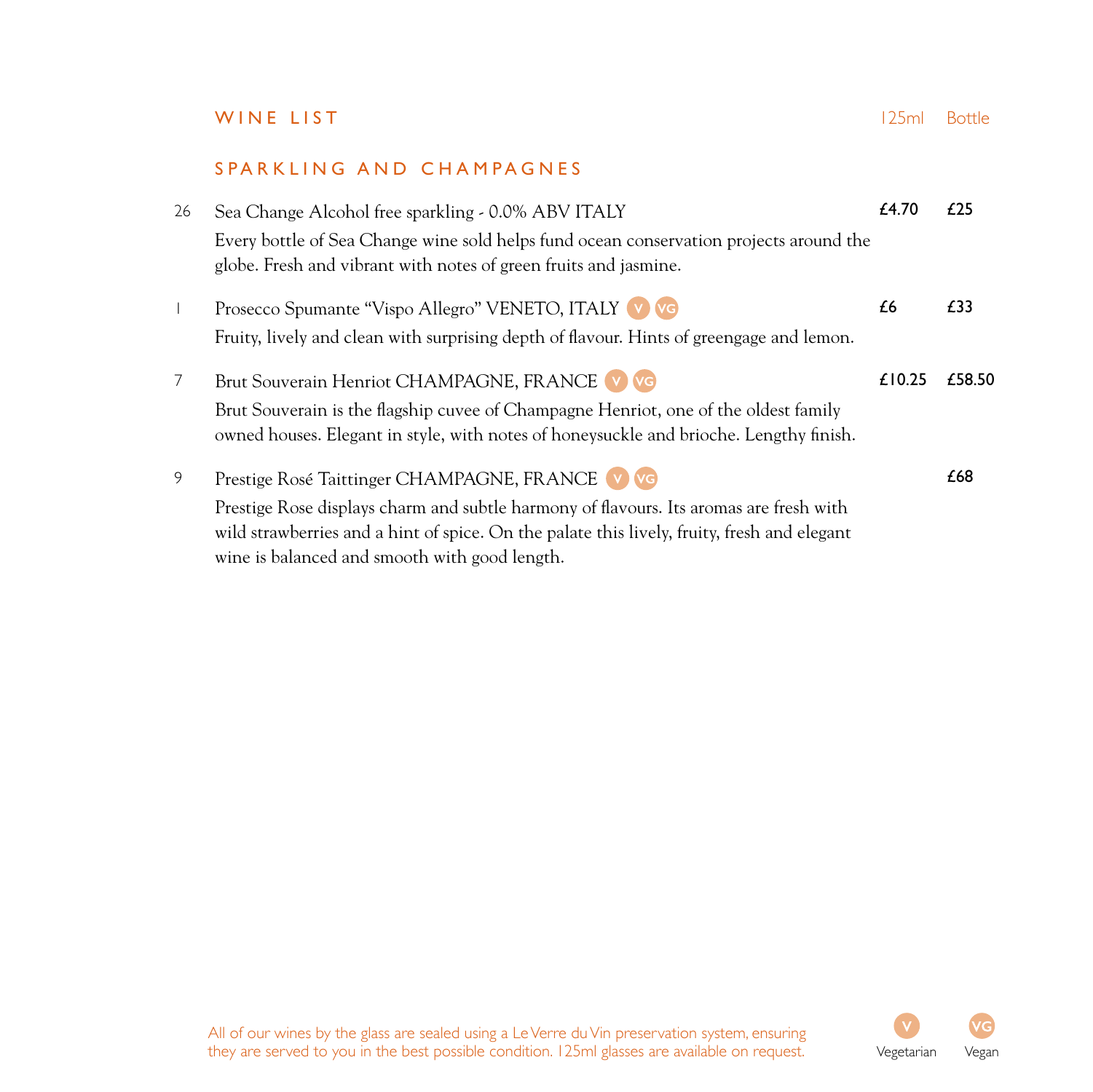# WINE LIST

125ml | Bottle

## SPARKLING AND CHAMPAGNES

| No. | Wine | 125ml | Bottle |
|---|---|---|---|
| 26 | Sea Change Alcohol free sparkling - 0.0% ABV ITALY<br>Every bottle of Sea Change wine sold helps fund ocean conservation projects around the globe. Fresh and vibrant with notes of green fruits and jasmine. | £4.70 | £25 |
| 1 | Prosecco Spumante "Vispo Allegro" VENETO, ITALY (V) (VG)<br>Fruity, lively and clean with surprising depth of flavour. Hints of greengage and lemon. | £6 | £33 |
| 7 | Brut Souverain Henriot CHAMPAGNE, FRANCE (V) (VG)<br>Brut Souverain is the flagship cuvee of Champagne Henriot, one of the oldest family owned houses. Elegant in style, with notes of honeysuckle and brioche. Lengthy finish. | £10.25 | £58.50 |
| 9 | Prestige Rosé Taittinger CHAMPAGNE, FRANCE (V) (VG)<br>Prestige Rose displays charm and subtle harmony of flavours. Its aromas are fresh with wild strawberries and a hint of spice. On the palate this lively, fruity, fresh and elegant wine is balanced and smooth with good length. | | £68 |

All of our wines by the glass are sealed using a Le Verre du Vin preservation system, ensuring they are served to you in the best possible condition. 125ml glasses are available on request.

V Vegetarian  VG Vegan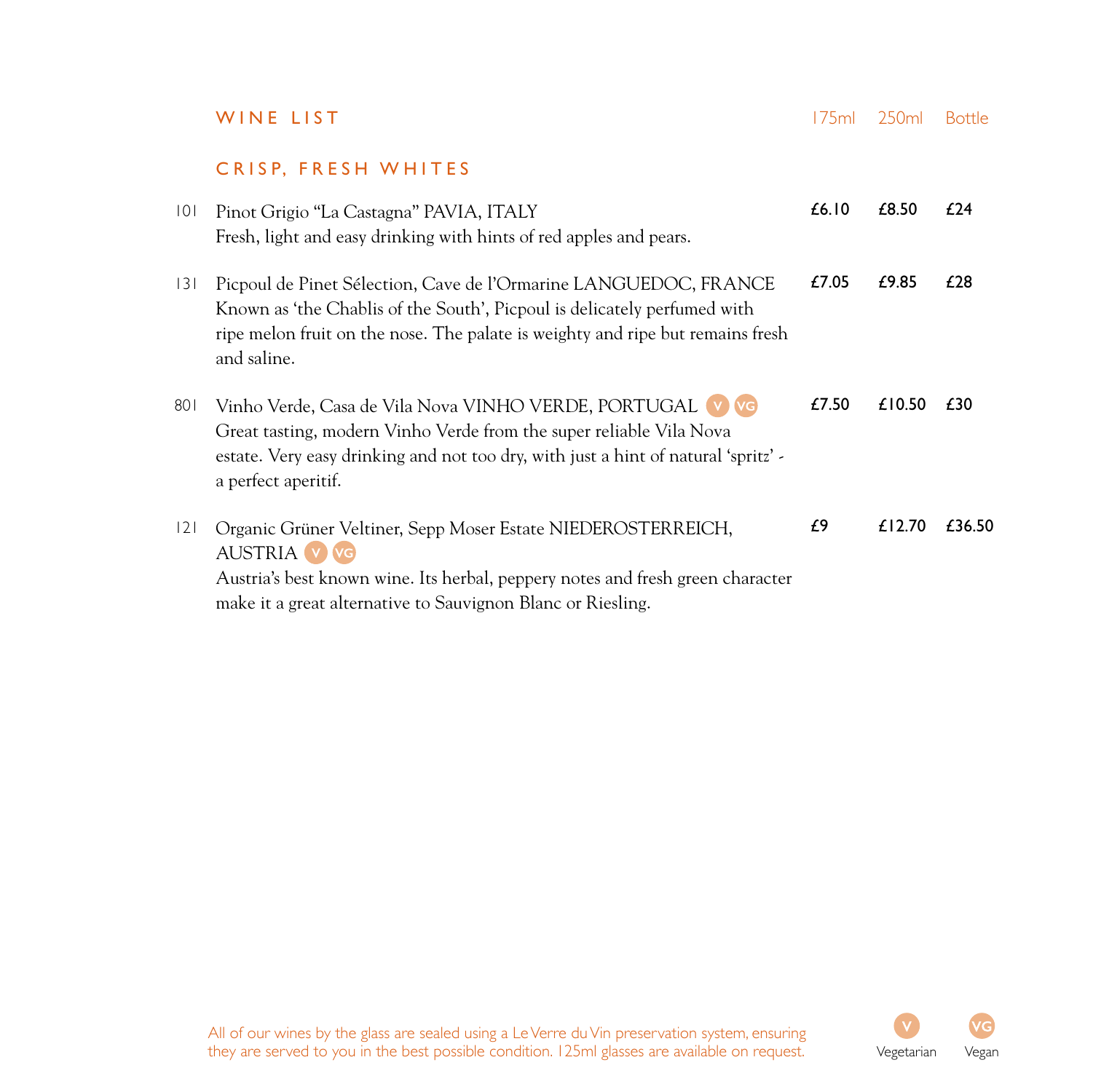# WINE LIST

## CRISP, FRESH WHITES

| No. | Wine | 175ml | 250ml | Bottle |
|---|---|---|---|---|
| 101 | Pinot Grigio "La Castagna" PAVIA, ITALY<br>Fresh, light and easy drinking with hints of red apples and pears. | £6.10 | £8.50 | £24 |
| 131 | Picpoul de Pinet Sélection, Cave de l'Ormarine LANGUEDOC, FRANCE<br>Known as 'the Chablis of the South', Picpoul is delicately perfumed with ripe melon fruit on the nose. The palate is weighty and ripe but remains fresh and saline. | £7.05 | £9.85 | £28 |
| 801 | Vinho Verde, Casa de Vila Nova VINHO VERDE, PORTUGAL (V) (VG)<br>Great tasting, modern Vinho Verde from the super reliable Vila Nova estate. Very easy drinking and not too dry, with just a hint of natural 'spritz' - a perfect aperitif. | £7.50 | £10.50 | £30 |
| 121 | Organic Grüner Veltiner, Sepp Moser Estate NIEDEROSTERREICH, AUSTRIA (V) (VG)<br>Austria's best known wine. Its herbal, peppery notes and fresh green character make it a great alternative to Sauvignon Blanc or Riesling. | £9 | £12.70 | £36.50 |

All of our wines by the glass are sealed using a Le Verre du Vin preservation system, ensuring they are served to you in the best possible condition. 125ml glasses are available on request.

V Vegetarian &nbsp;&nbsp; VG Vegan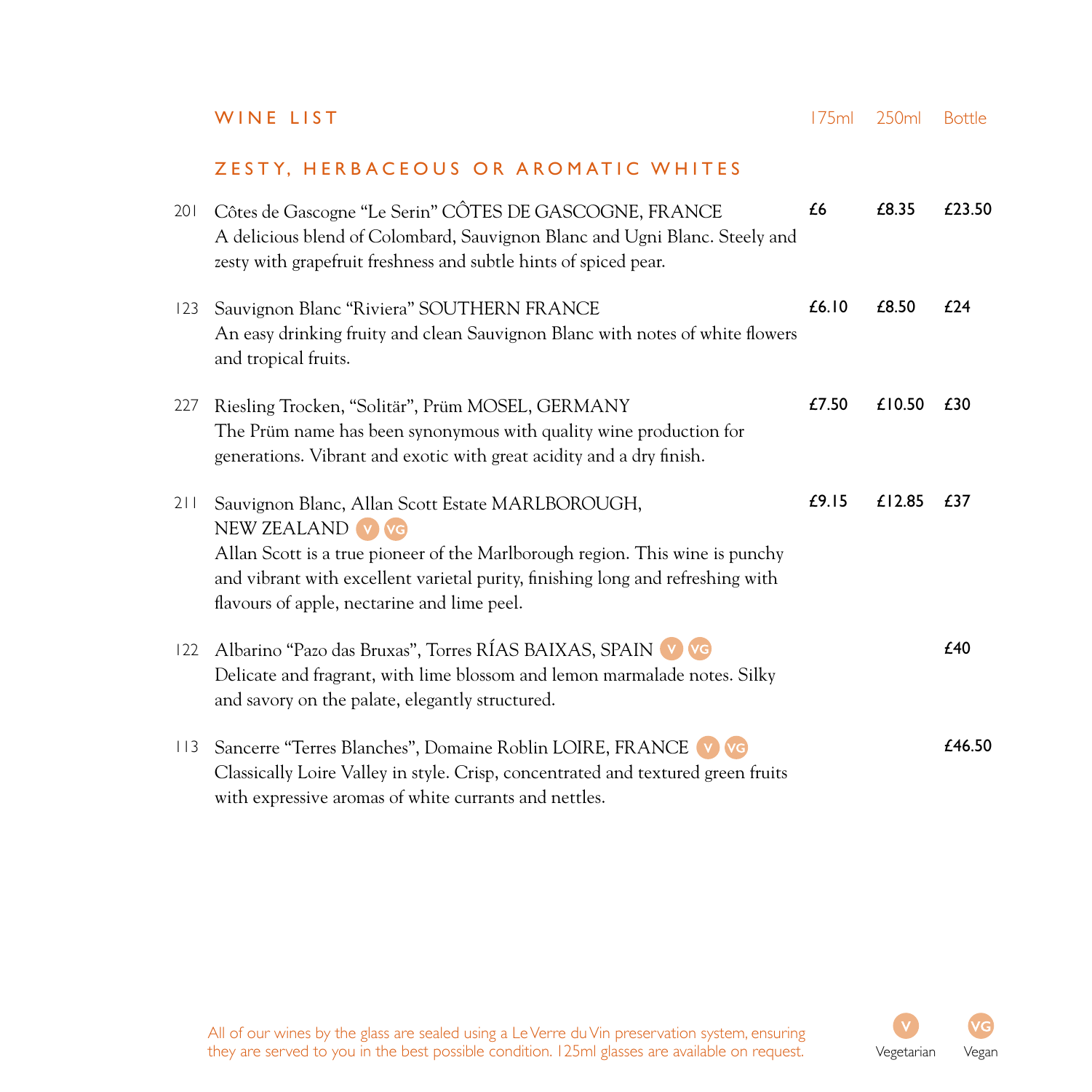# WINE LIST

| | | 175ml | 250ml | Bottle |
|---|---|---|---|---|

## ZESTY, HERBACEOUS OR AROMATIC WHITES

| No. | Wine | 175ml | 250ml | Bottle |
|---|---|---|---|---|
| 201 | Côtes de Gascogne "Le Serin" CÔTES DE GASCOGNE, FRANCE<br>A delicious blend of Colombard, Sauvignon Blanc and Ugni Blanc. Steely and zesty with grapefruit freshness and subtle hints of spiced pear. | £6 | £8.35 | £23.50 |
| 123 | Sauvignon Blanc "Riviera" SOUTHERN FRANCE<br>An easy drinking fruity and clean Sauvignon Blanc with notes of white flowers and tropical fruits. | £6.10 | £8.50 | £24 |
| 227 | Riesling Trocken, "Solitär", Prüm MOSEL, GERMANY<br>The Prüm name has been synonymous with quality wine production for generations. Vibrant and exotic with great acidity and a dry finish. | £7.50 | £10.50 | £30 |
| 211 | Sauvignon Blanc, Allan Scott Estate MARLBOROUGH, NEW ZEALAND (V) (VG)<br>Allan Scott is a true pioneer of the Marlborough region. This wine is punchy and vibrant with excellent varietal purity, finishing long and refreshing with flavours of apple, nectarine and lime peel. | £9.15 | £12.85 | £37 |
| 122 | Albarino "Pazo das Bruxas", Torres RÍAS BAIXAS, SPAIN (V) (VG)<br>Delicate and fragrant, with lime blossom and lemon marmalade notes. Silky and savory on the palate, elegantly structured. | | | £40 |
| 113 | Sancerre "Terres Blanches", Domaine Roblin LOIRE, FRANCE (V) (VG)<br>Classically Loire Valley in style. Crisp, concentrated and textured green fruits with expressive aromas of white currants and nettles. | | | £46.50 |

All of our wines by the glass are sealed using a Le Verre du Vin preservation system, ensuring they are served to you in the best possible condition. 125ml glasses are available on request.

(V) Vegetarian (VG) Vegan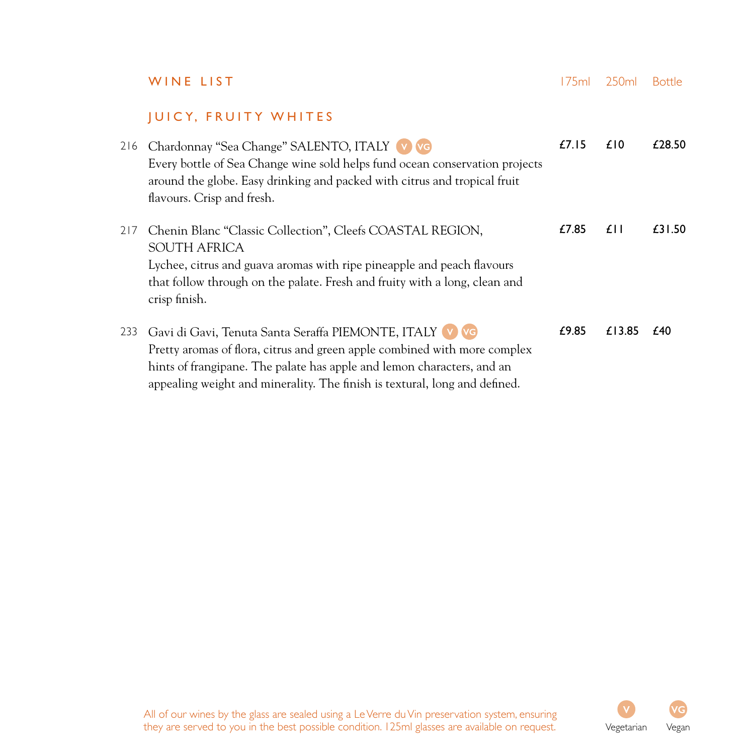# WINE LIST

| | | 175ml | 250ml | Bottle |
|---|---|---|---|---|

## JUICY, FRUITY WHITES

| No. | Wine | 175ml | 250ml | Bottle |
|---|---|---|---|---|
| 216 | Chardonnay "Sea Change" SALENTO, ITALY (V) (VG)<br>Every bottle of Sea Change wine sold helps fund ocean conservation projects around the globe. Easy drinking and packed with citrus and tropical fruit flavours. Crisp and fresh. | **£7.15** | **£10** | **£28.50** |
| 217 | Chenin Blanc "Classic Collection", Cleefs COASTAL REGION, SOUTH AFRICA<br>Lychee, citrus and guava aromas with ripe pineapple and peach flavours that follow through on the palate. Fresh and fruity with a long, clean and crisp finish. | **£7.85** | **£11** | **£31.50** |
| 233 | Gavi di Gavi, Tenuta Santa Seraffa PIEMONTE, ITALY (V) (VG)<br>Pretty aromas of flora, citrus and green apple combined with more complex hints of frangipane. The palate has apple and lemon characters, and an appealing weight and minerality. The finish is textural, long and defined. | **£9.85** | **£13.85** | **£40** |

All of our wines by the glass are sealed using a Le Verre du Vin preservation system, ensuring they are served to you in the best possible condition. 125ml glasses are available on request.

V Vegetarian VG Vegan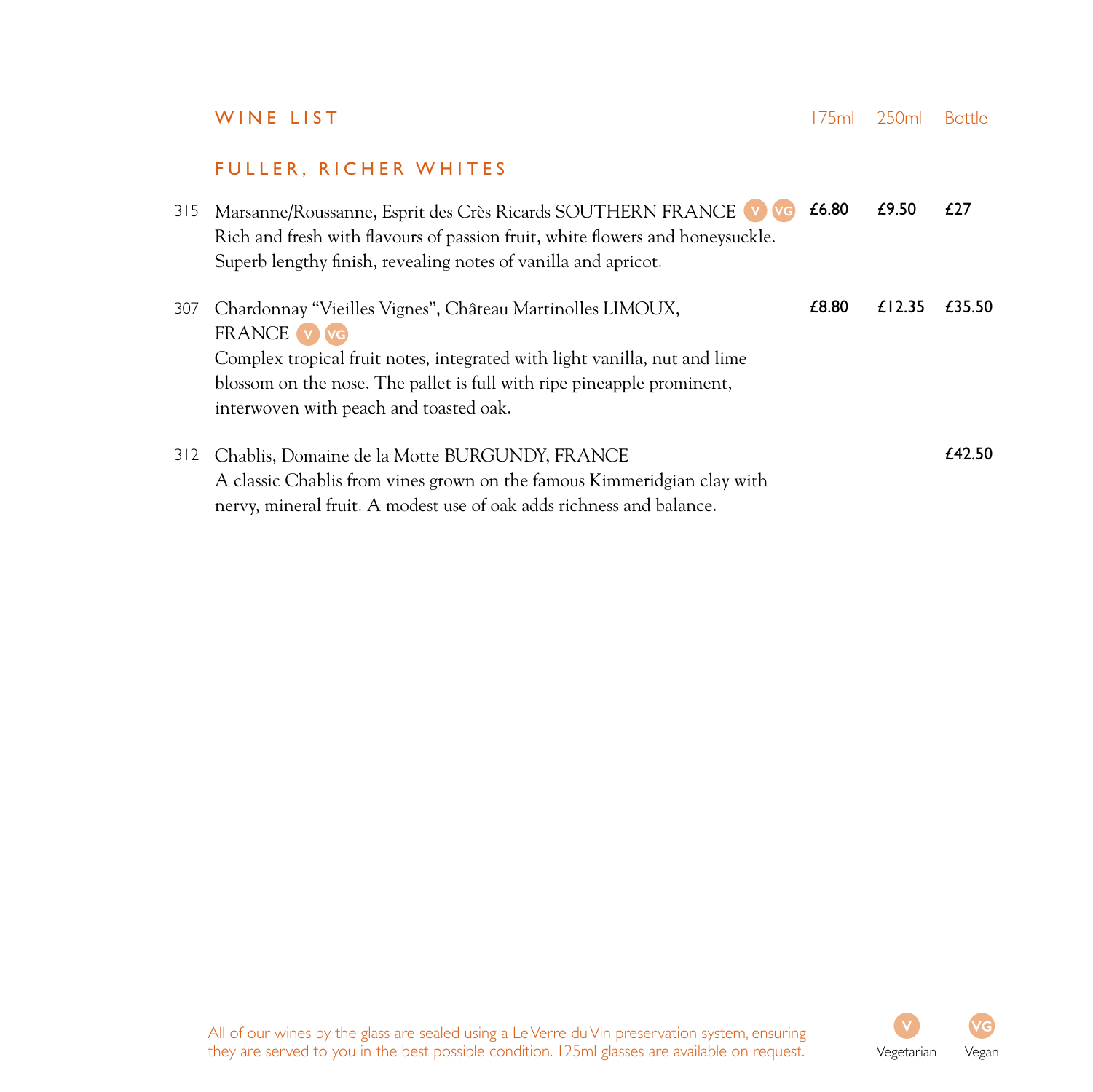# WINE LIST

| | | 175ml | 250ml | Bottle |
|---|---|---|---|---|

## FULLER, RICHER WHITES

| No. | Wine | 175ml | 250ml | Bottle |
|---|---|---|---|---|
| 315 | Marsanne/Roussanne, Esprit des Crès Ricards SOUTHERN FRANCE (V) (VG)<br>Rich and fresh with flavours of passion fruit, white flowers and honeysuckle. Superb lengthy finish, revealing notes of vanilla and apricot. | £6.80 | £9.50 | £27 |
| 307 | Chardonnay "Vieilles Vignes", Château Martinolles LIMOUX, FRANCE (V) (VG)<br>Complex tropical fruit notes, integrated with light vanilla, nut and lime blossom on the nose. The pallet is full with ripe pineapple prominent, interwoven with peach and toasted oak. | £8.80 | £12.35 | £35.50 |
| 312 | Chablis, Domaine de la Motte BURGUNDY, FRANCE<br>A classic Chablis from vines grown on the famous Kimmeridgian clay with nervy, mineral fruit. A modest use of oak adds richness and balance. | | | £42.50 |

All of our wines by the glass are sealed using a Le Verre du Vin preservation system, ensuring they are served to you in the best possible condition. 125ml glasses are available on request.

V Vegetarian VG Vegan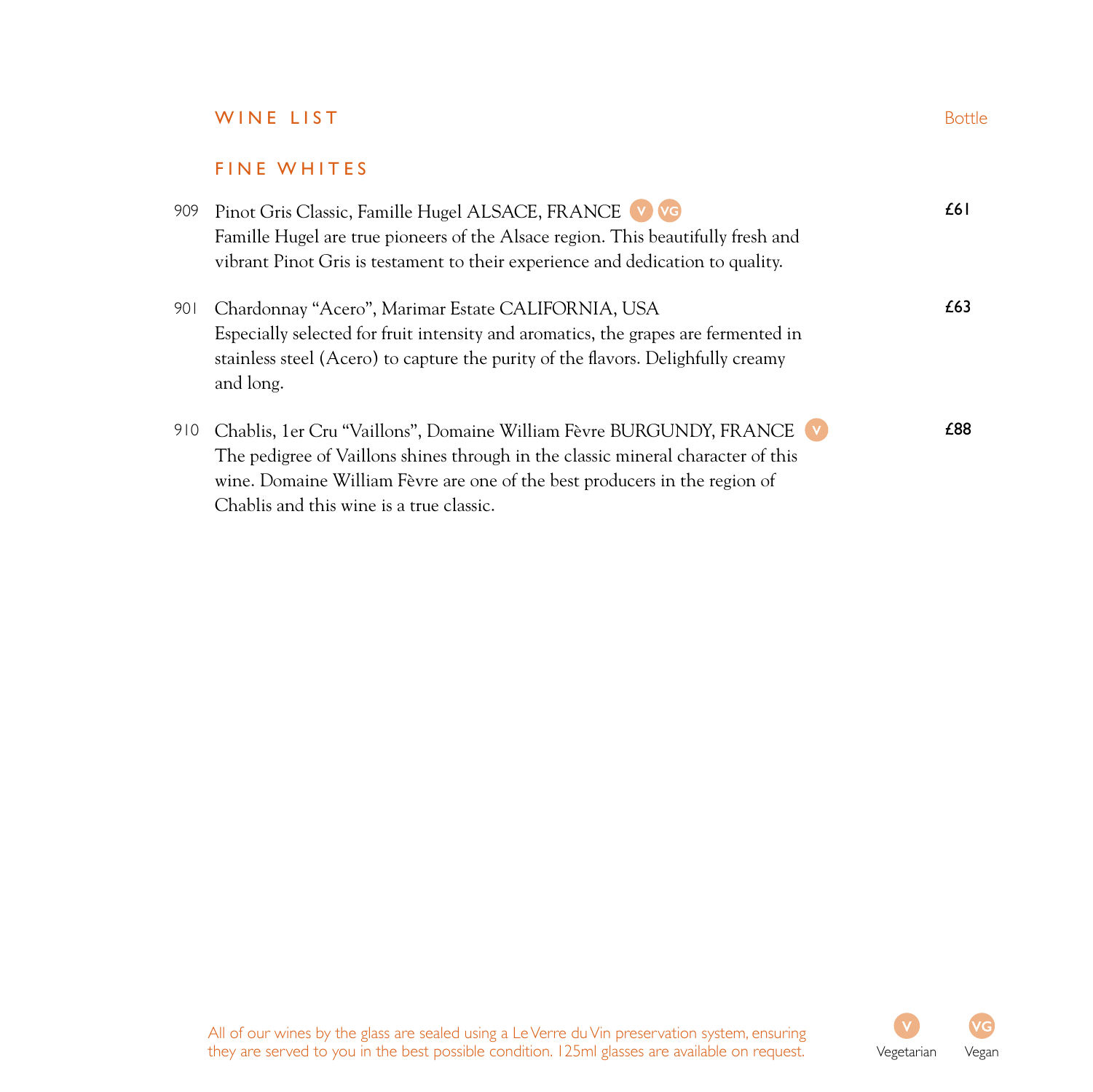## WINE LIST

Bottle

### FINE WHITES

909 Pinot Gris Classic, Famille Hugel ALSACE, FRANCE V VG — £61
Famille Hugel are true pioneers of the Alsace region. This beautifully fresh and vibrant Pinot Gris is testament to their experience and dedication to quality.

901 Chardonnay "Acero", Marimar Estate CALIFORNIA, USA — £63
Especially selected for fruit intensity and aromatics, the grapes are fermented in stainless steel (Acero) to capture the purity of the flavors. Delighfully creamy and long.

910 Chablis, 1er Cru "Vaillons", Domaine William Fèvre BURGUNDY, FRANCE V — £88
The pedigree of Vaillons shines through in the classic mineral character of this wine. Domaine William Fèvre are one of the best producers in the region of Chablis and this wine is a true classic.

All of our wines by the glass are sealed using a Le Verre du Vin preservation system, ensuring they are served to you in the best possible condition. 125ml glasses are available on request.

V Vegetarian VG Vegan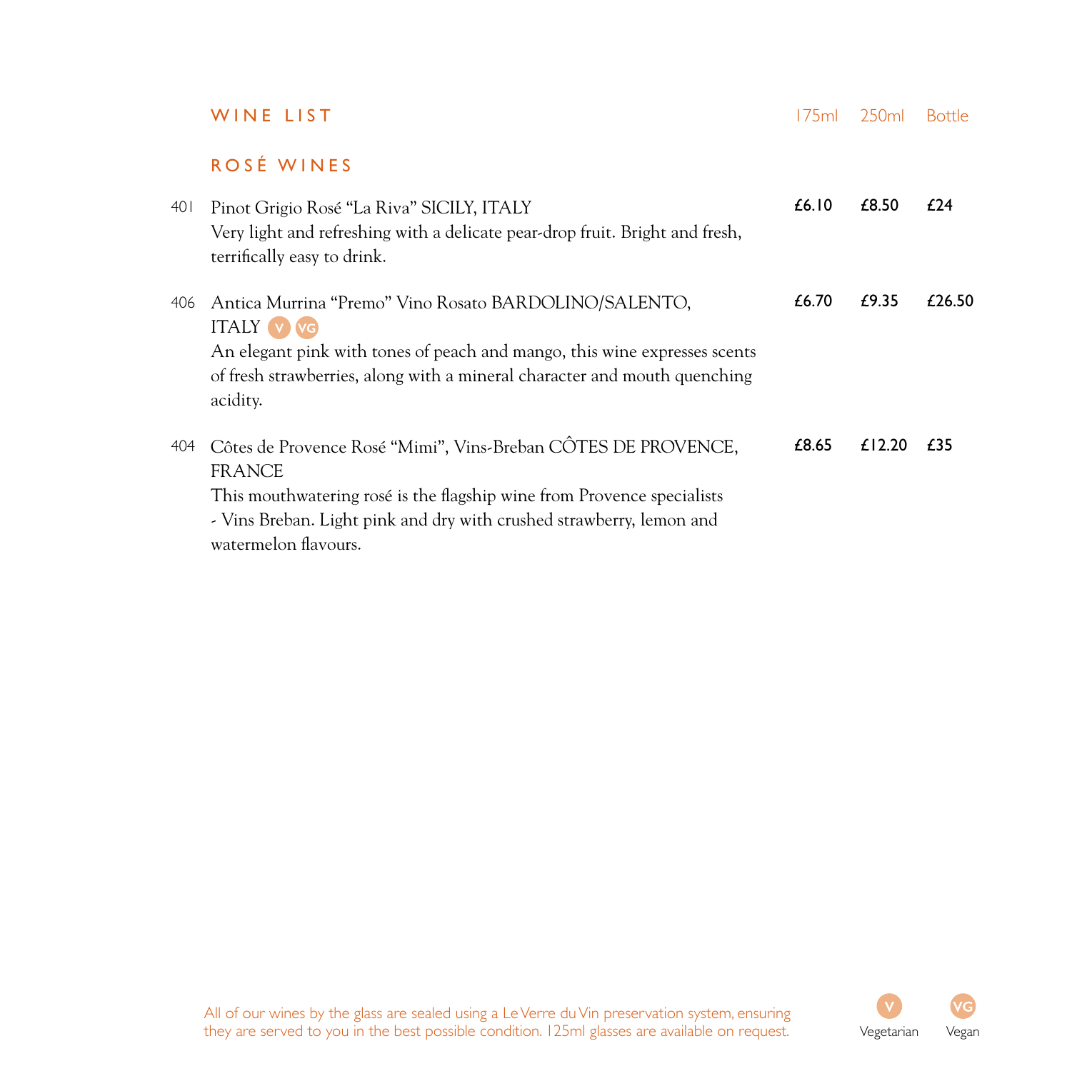# WINE LIST

## ROSÉ WINES

| | | 175ml | 250ml | Bottle |
|---|---|---|---|---|
| 401 | Pinot Grigio Rosé "La Riva" SICILY, ITALY<br>Very light and refreshing with a delicate pear-drop fruit. Bright and fresh, terrifically easy to drink. | £6.10 | £8.50 | £24 |
| 406 | Antica Murrina "Premo" Vino Rosato BARDOLINO/SALENTO, ITALY V VG<br>An elegant pink with tones of peach and mango, this wine expresses scents of fresh strawberries, along with a mineral character and mouth quenching acidity. | £6.70 | £9.35 | £26.50 |
| 404 | Côtes de Provence Rosé "Mimi", Vins-Breban CÔTES DE PROVENCE, FRANCE<br>This mouthwatering rosé is the flagship wine from Provence specialists - Vins Breban. Light pink and dry with crushed strawberry, lemon and watermelon flavours. | £8.65 | £12.20 | £35 |

All of our wines by the glass are sealed using a Le Verre du Vin preservation system, ensuring they are served to you in the best possible condition. 125ml glasses are available on request.

V Vegetarian VG Vegan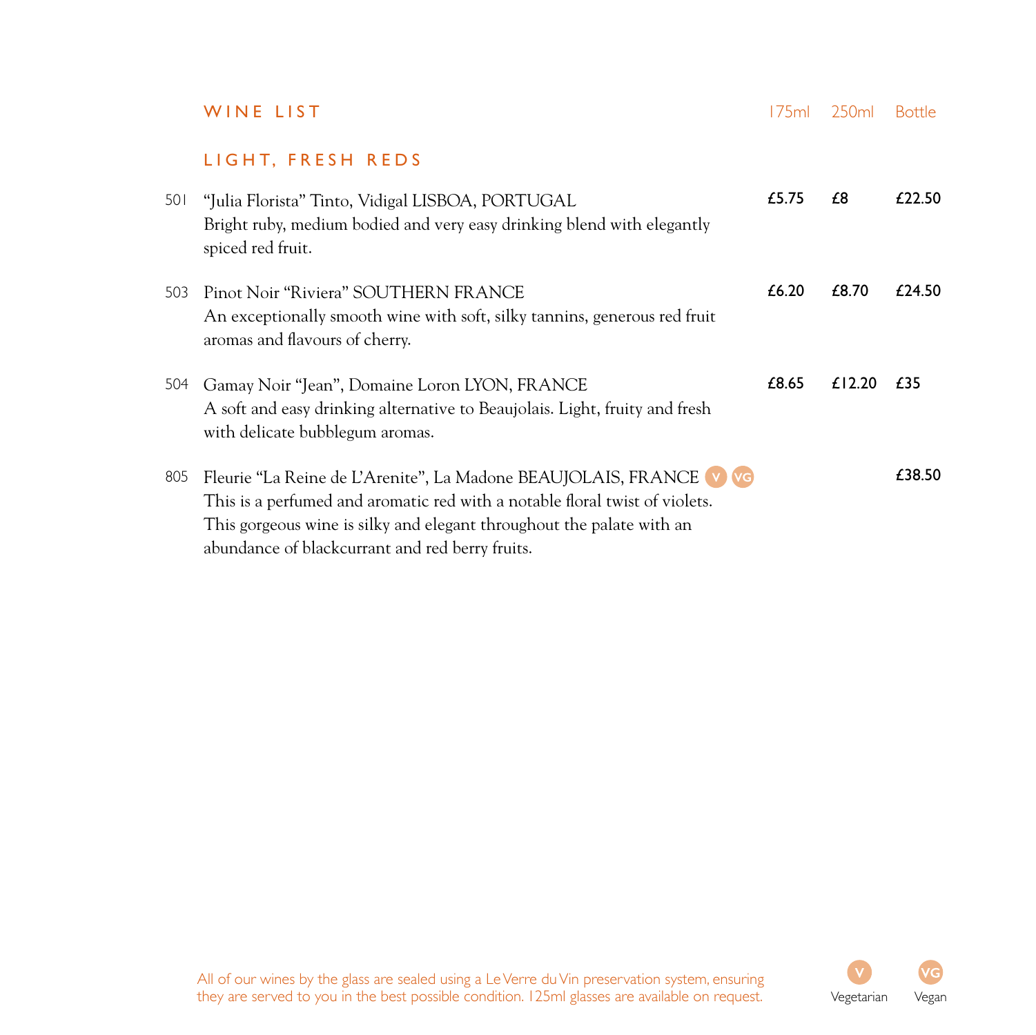# WINE LIST

## LIGHT, FRESH REDS

| | | 175ml | 250ml | Bottle |
|---|---|---|---|---|
| 501 | "Julia Florista" Tinto, Vidigal LISBOA, PORTUGAL<br>Bright ruby, medium bodied and very easy drinking blend with elegantly spiced red fruit. | **£5.75** | **£8** | **£22.50** |
| 503 | Pinot Noir "Riviera" SOUTHERN FRANCE<br>An exceptionally smooth wine with soft, silky tannins, generous red fruit aromas and flavours of cherry. | **£6.20** | **£8.70** | **£24.50** |
| 504 | Gamay Noir "Jean", Domaine Loron LYON, FRANCE<br>A soft and easy drinking alternative to Beaujolais. Light, fruity and fresh with delicate bubblegum aromas. | **£8.65** | **£12.20** | **£35** |
| 805 | Fleurie "La Reine de L'Arenite", La Madone BEAUJOLAIS, FRANCE (V) (VG)<br>This is a perfumed and aromatic red with a notable floral twist of violets. This gorgeous wine is silky and elegant throughout the palate with an abundance of blackcurrant and red berry fruits. | | | **£38.50** |

All of our wines by the glass are sealed using a Le Verre du Vin preservation system, ensuring they are served to you in the best possible condition. 125ml glasses are available on request.

V Vegetarian VG Vegan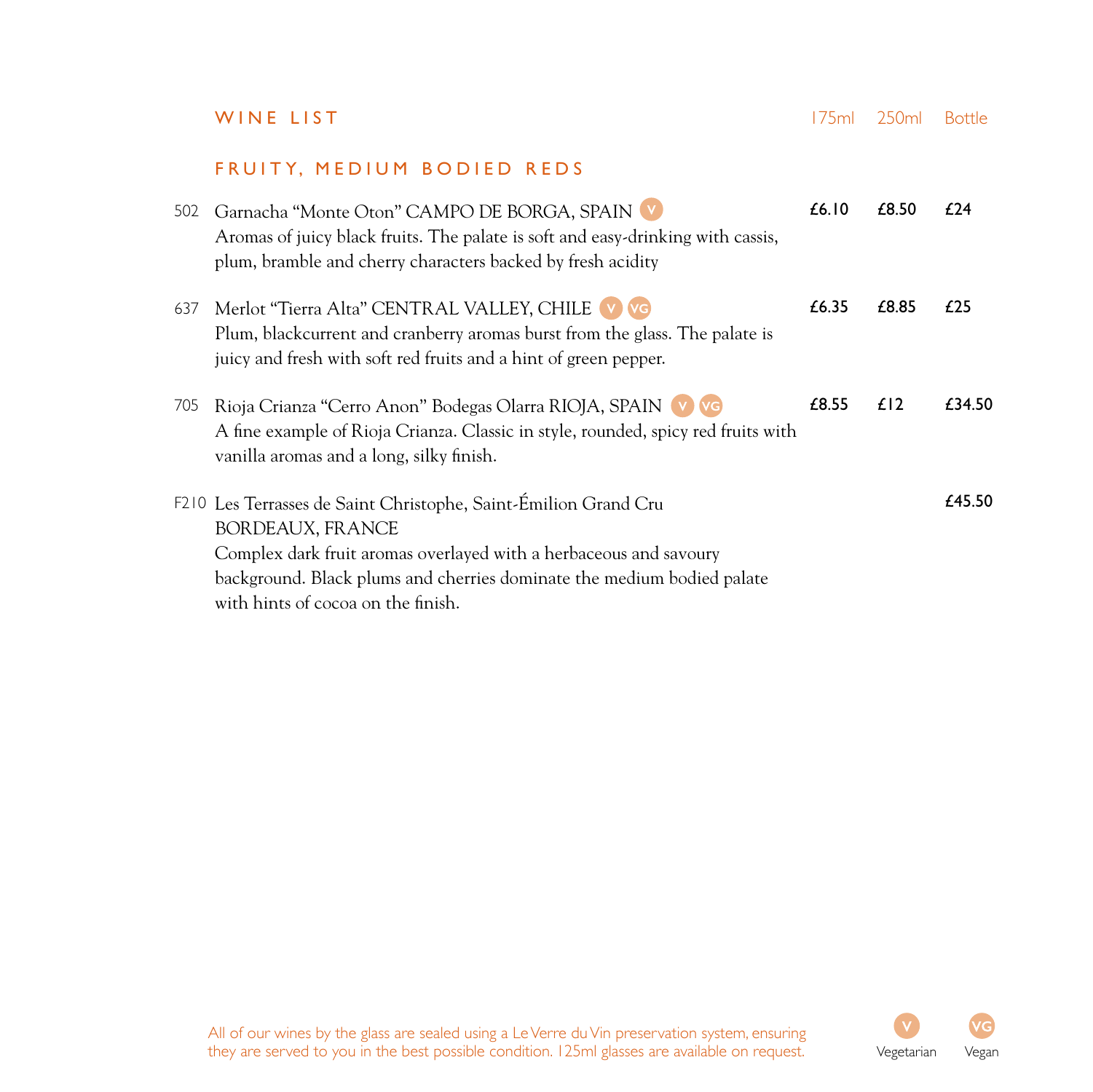# WINE LIST

## FRUITY, MEDIUM BODIED REDS

| | Wine | 175ml | 250ml | Bottle |
|---|---|---|---|---|
| 502 | Garnacha "Monte Oton" CAMPO DE BORGA, SPAIN (V)<br>Aromas of juicy black fruits. The palate is soft and easy-drinking with cassis, plum, bramble and cherry characters backed by fresh acidity | £6.10 | £8.50 | £24 |
| 637 | Merlot "Tierra Alta" CENTRAL VALLEY, CHILE (V) (VG)<br>Plum, blackcurrant and cranberry aromas burst from the glass. The palate is juicy and fresh with soft red fruits and a hint of green pepper. | £6.35 | £8.85 | £25 |
| 705 | Rioja Crianza "Cerro Anon" Bodegas Olarra RIOJA, SPAIN (V) (VG)<br>A fine example of Rioja Crianza. Classic in style, rounded, spicy red fruits with vanilla aromas and a long, silky finish. | £8.55 | £12 | £34.50 |
| F210 | Les Terrasses de Saint Christophe, Saint-Émilion Grand Cru BORDEAUX, FRANCE<br>Complex dark fruit aromas overlayed with a herbaceous and savoury background. Black plums and cherries dominate the medium bodied palate with hints of cocoa on the finish. | | | £45.50 |

All of our wines by the glass are sealed using a Le Verre du Vin preservation system, ensuring they are served to you in the best possible condition. 125ml glasses are available on request.

(V) Vegetarian (VG) Vegan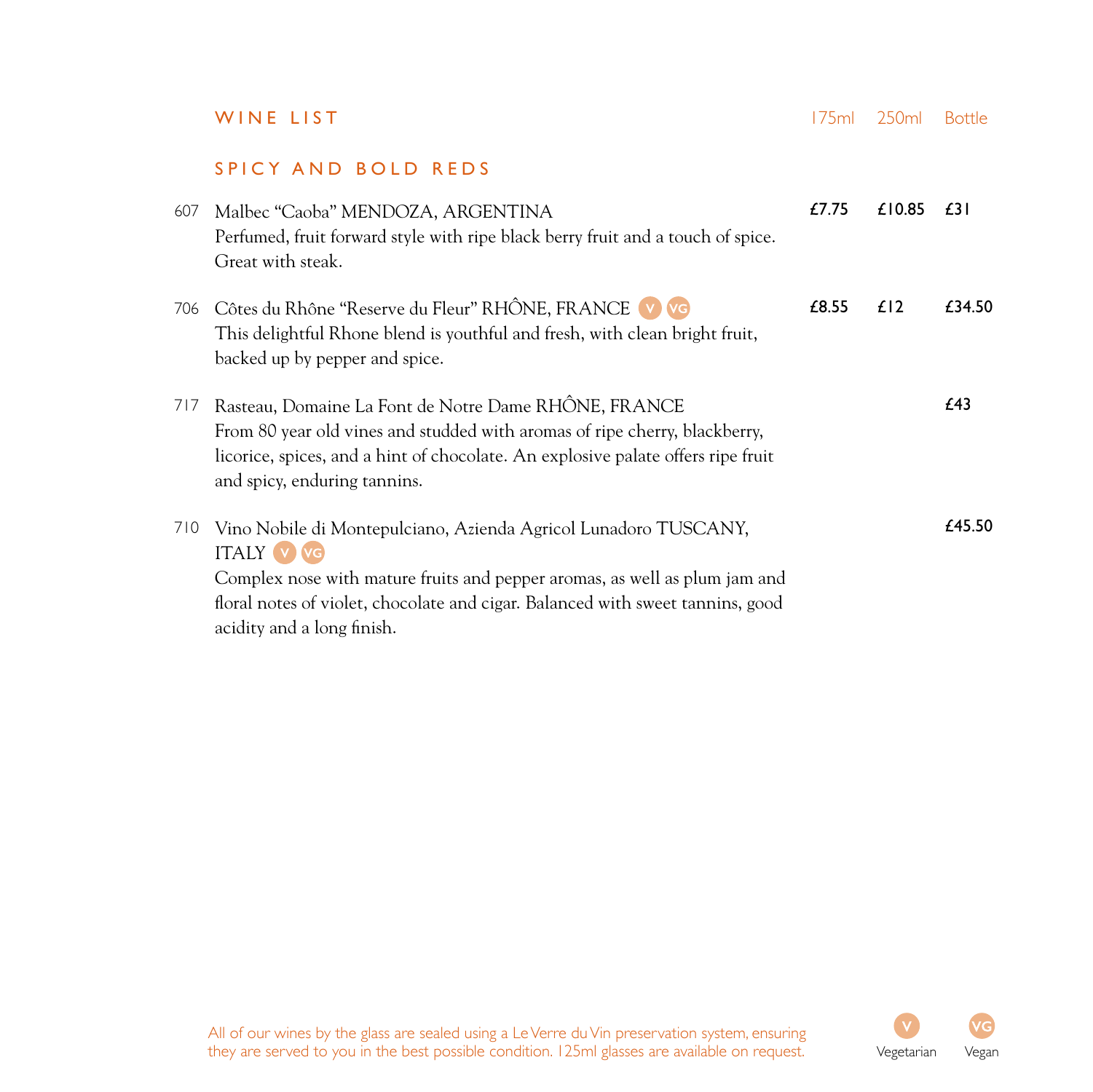# WINE LIST

| | | 175ml | 250ml | Bottle |
|---|---|---|---|---|

## SPICY AND BOLD REDS

| No. | Wine | 175ml | 250ml | Bottle |
|---|---|---|---|---|
| 607 | Malbec "Caoba" MENDOZA, ARGENTINA<br>Perfumed, fruit forward style with ripe black berry fruit and a touch of spice. Great with steak. | £7.75 | £10.85 | £31 |
| 706 | Côtes du Rhône "Reserve du Fleur" RHÔNE, FRANCE (V) (VG)<br>This delightful Rhone blend is youthful and fresh, with clean bright fruit, backed up by pepper and spice. | £8.55 | £12 | £34.50 |
| 717 | Rasteau, Domaine La Font de Notre Dame RHÔNE, FRANCE<br>From 80 year old vines and studded with aromas of ripe cherry, blackberry, licorice, spices, and a hint of chocolate. An explosive palate offers ripe fruit and spicy, enduring tannins. | | | £43 |
| 710 | Vino Nobile di Montepulciano, Azienda Agricol Lunadoro TUSCANY, ITALY (V) (VG)<br>Complex nose with mature fruits and pepper aromas, as well as plum jam and floral notes of violet, chocolate and cigar. Balanced with sweet tannins, good acidity and a long finish. | | | £45.50 |

All of our wines by the glass are sealed using a Le Verre du Vin preservation system, ensuring they are served to you in the best possible condition. 125ml glasses are available on request.

V – Vegetarian
VG – Vegan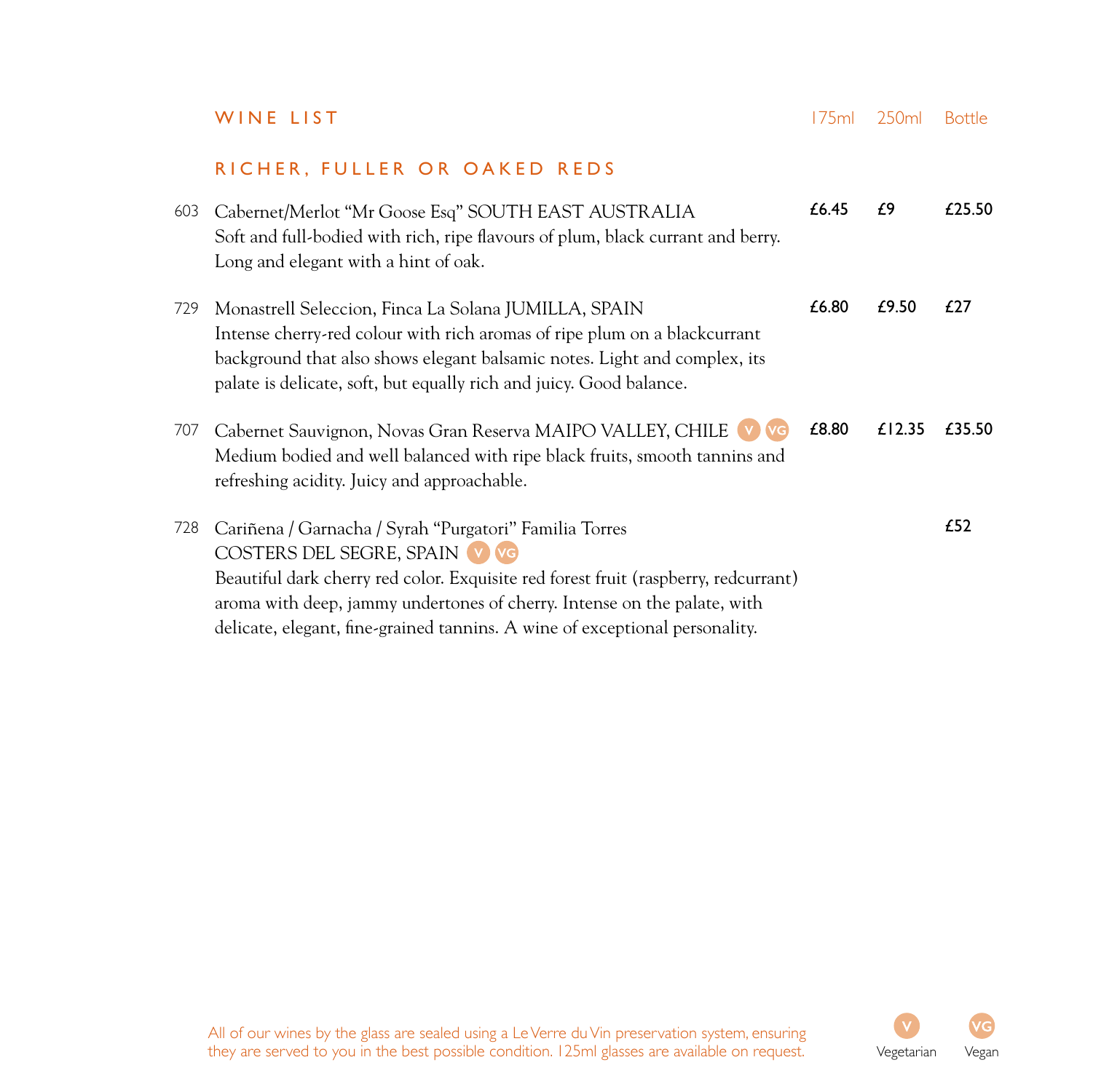# WINE LIST

| | | 175ml | 250ml | Bottle |
|---|---|---|---|---|

## RICHER, FULLER OR OAKED REDS

| No. | Wine | 175ml | 250ml | Bottle |
|---|---|---|---|---|
| 603 | Cabernet/Merlot "Mr Goose Esq" SOUTH EAST AUSTRALIA<br>Soft and full-bodied with rich, ripe flavours of plum, black currant and berry. Long and elegant with a hint of oak. | £6.45 | £9 | £25.50 |
| 729 | Monastrell Seleccion, Finca La Solana JUMILLA, SPAIN<br>Intense cherry-red colour with rich aromas of ripe plum on a blackcurrant background that also shows elegant balsamic notes. Light and complex, its palate is delicate, soft, but equally rich and juicy. Good balance. | £6.80 | £9.50 | £27 |
| 707 | Cabernet Sauvignon, Novas Gran Reserva MAIPO VALLEY, CHILE (V) (VG)<br>Medium bodied and well balanced with ripe black fruits, smooth tannins and refreshing acidity. Juicy and approachable. | £8.80 | £12.35 | £35.50 |
| 728 | Cariñena / Garnacha / Syrah "Purgatori" Familia Torres COSTERS DEL SEGRE, SPAIN (V) (VG)<br>Beautiful dark cherry red color. Exquisite red forest fruit (raspberry, redcurrant) aroma with deep, jammy undertones of cherry. Intense on the palate, with delicate, elegant, fine-grained tannins. A wine of exceptional personality. | | | £52 |

All of our wines by the glass are sealed using a Le Verre du Vin preservation system, ensuring they are served to you in the best possible condition. 125ml glasses are available on request.

(V) Vegetarian (VG) Vegan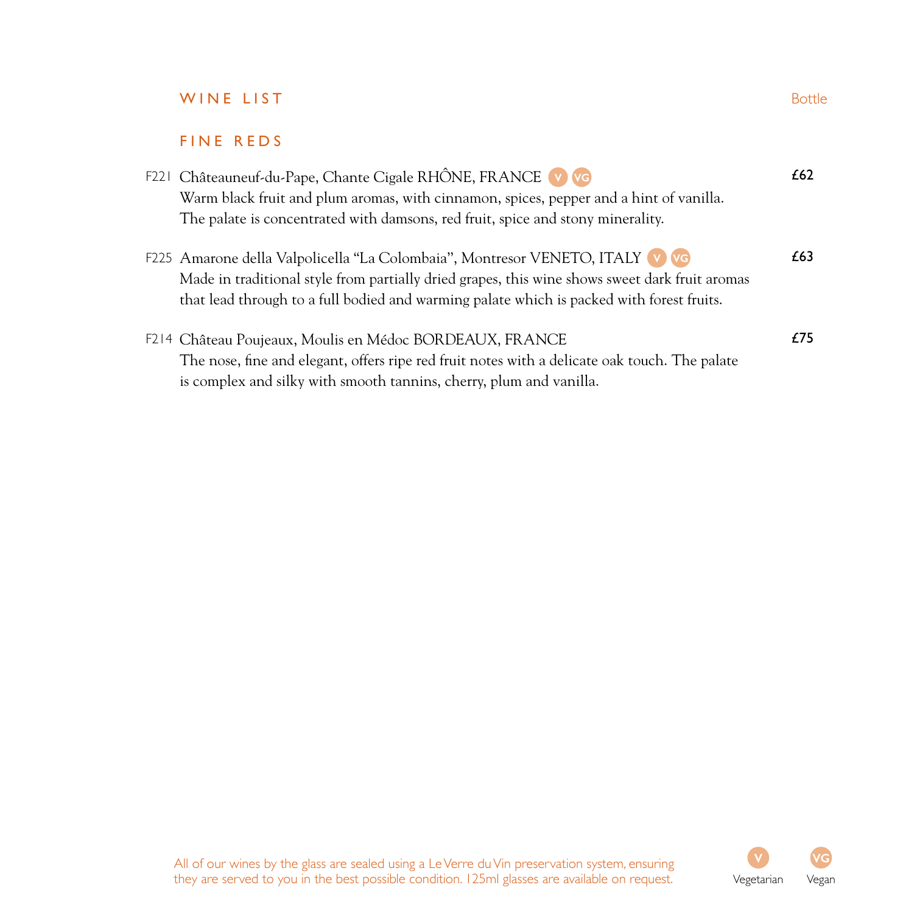## WINE LIST

Bottle

### FINE REDS

F221 Châteauneuf-du-Pape, Chante Cigale RHÔNE, FRANCE V VG — **£62**
Warm black fruit and plum aromas, with cinnamon, spices, pepper and a hint of vanilla. The palate is concentrated with damsons, red fruit, spice and stony minerality.

F225 Amarone della Valpolicella "La Colombaia", Montresor VENETO, ITALY V VG — **£63**
Made in traditional style from partially dried grapes, this wine shows sweet dark fruit aromas that lead through to a full bodied and warming palate which is packed with forest fruits.

F214 Château Poujeaux, Moulis en Médoc BORDEAUX, FRANCE — **£75**
The nose, fine and elegant, offers ripe red fruit notes with a delicate oak touch. The palate is complex and silky with smooth tannins, cherry, plum and vanilla.

All of our wines by the glass are sealed using a Le Verre du Vin preservation system, ensuring they are served to you in the best possible condition. 125ml glasses are available on request.

V Vegetarian    VG Vegan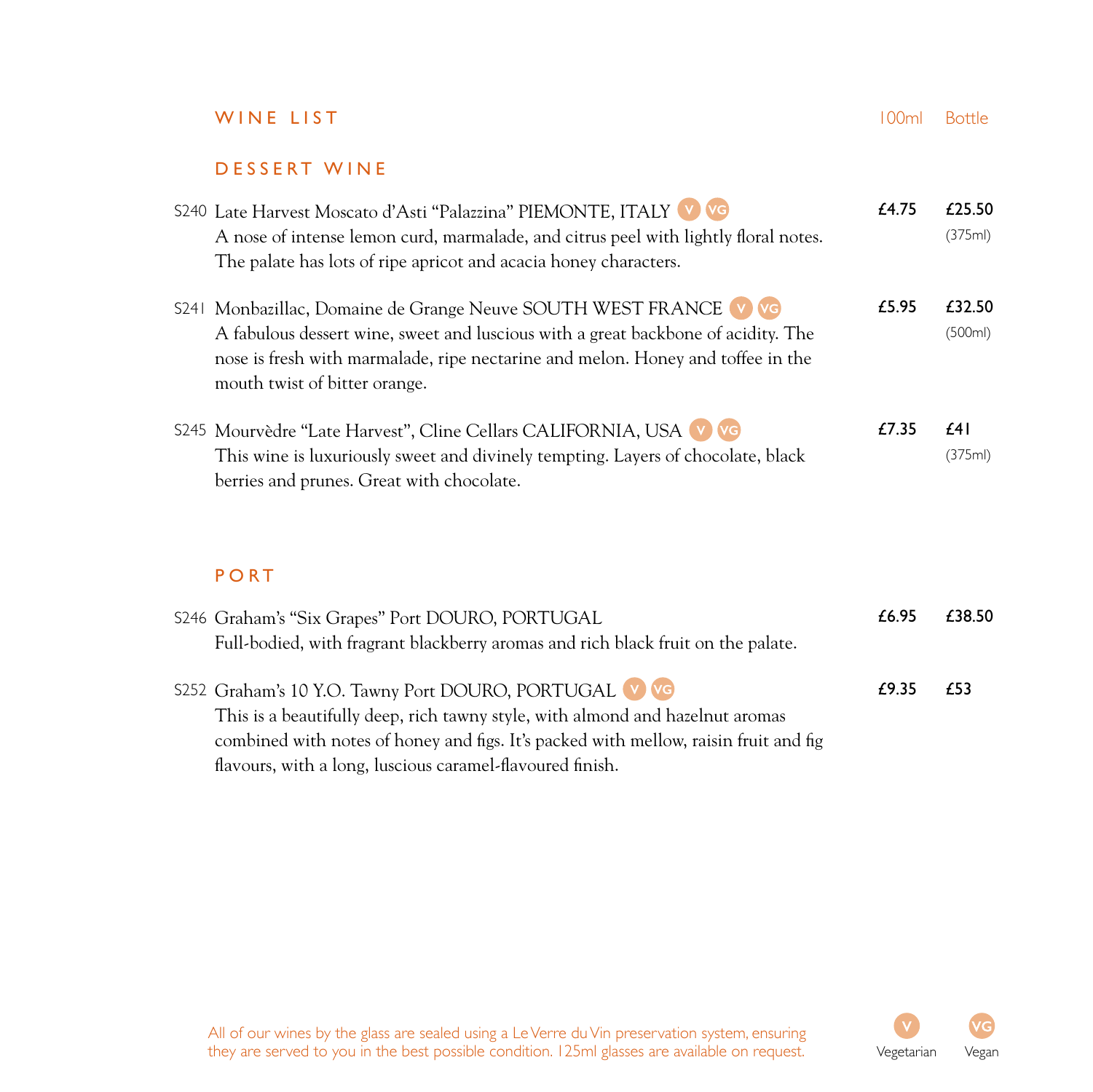## WINE LIST

| | 100ml | Bottle |
|---|---|---|

### DESSERT WINE

| | 100ml | Bottle |
|---|---|---|
| S240 Late Harvest Moscato d'Asti "Palazzina" PIEMONTE, ITALY (V) (VG)<br>A nose of intense lemon curd, marmalade, and citrus peel with lightly floral notes. The palate has lots of ripe apricot and acacia honey characters. | £4.75 | £25.50 (375ml) |
| S241 Monbazillac, Domaine de Grange Neuve SOUTH WEST FRANCE (V) (VG)<br>A fabulous dessert wine, sweet and luscious with a great backbone of acidity. The nose is fresh with marmalade, ripe nectarine and melon. Honey and toffee in the mouth twist of bitter orange. | £5.95 | £32.50 (500ml) |
| S245 Mourvèdre "Late Harvest", Cline Cellars CALIFORNIA, USA (V) (VG)<br>This wine is luxuriously sweet and divinely tempting. Layers of chocolate, black berries and prunes. Great with chocolate. | £7.35 | £41 (375ml) |

### PORT

| | 100ml | Bottle |
|---|---|---|
| S246 Graham's "Six Grapes" Port DOURO, PORTUGAL<br>Full-bodied, with fragrant blackberry aromas and rich black fruit on the palate. | £6.95 | £38.50 |
| S252 Graham's 10 Y.O. Tawny Port DOURO, PORTUGAL (V) (VG)<br>This is a beautifully deep, rich tawny style, with almond and hazelnut aromas combined with notes of honey and figs. It's packed with mellow, raisin fruit and fig flavours, with a long, luscious caramel-flavoured finish. | £9.35 | £53 |

All of our wines by the glass are sealed using a Le Verre du Vin preservation system, ensuring they are served to you in the best possible condition. 125ml glasses are available on request.

(V) Vegetarian (VG) Vegan